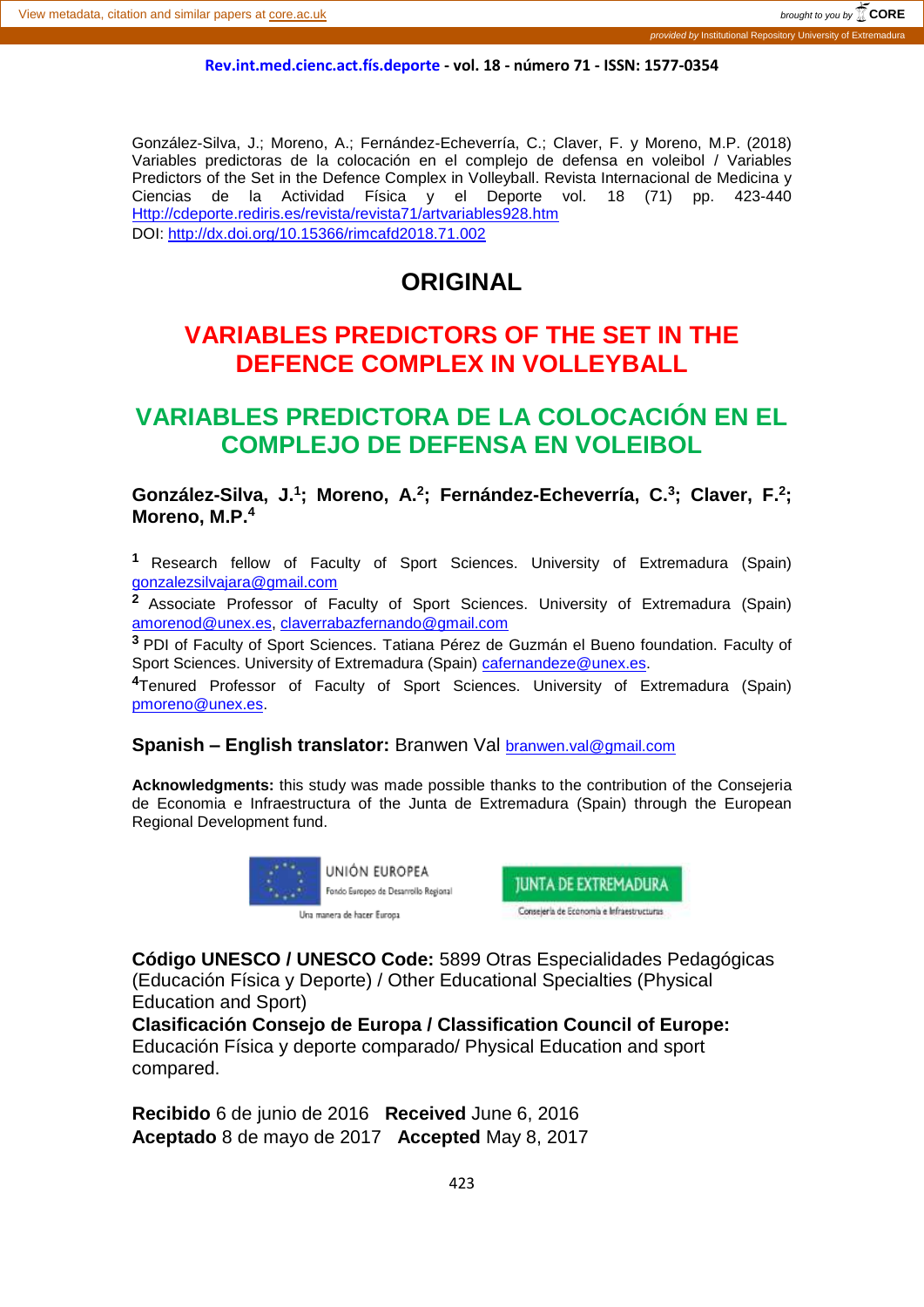González-Silva, J.; Moreno, A.; Fernández-Echeverría, C.; Claver, F. y Moreno, M.P. (2018) Variables predictoras de la colocación en el complejo de defensa en voleibol / Variables Predictors of the Set in the Defence Complex in Volleyball. Revista Internacional de Medicina y Ciencias de la Actividad Física y el Deporte vol. 18 (71) pp. 423-440 Http://cdeporte.rediris.es/revista/revista71/artvariables928.htm
DOI: http://dx.doi.org/10.15366/rimcafd2018.71.002

## ORIGINAL

# VARIABLES PREDICTORS OF THE SET IN THE DEFENCE COMPLEX IN VOLLEYBALL

# VARIABLES PREDICTORA DE LA COLOCACIÓN EN EL COMPLEJO DE DEFENSA EN VOLEIBOL

**González-Silva, J.[1]; Moreno, A.[2]; Fernández-Echeverría, C.[3]; Claver, F.[2]; Moreno, M.P.[4]**

[1] Research fellow of Faculty of Sport Sciences. University of Extremadura (Spain) gonzalezsilvajara@gmail.com

[2] Associate Professor of Faculty of Sport Sciences. University of Extremadura (Spain) amorenod@unex.es, claverrabazfernando@gmail.com

[3] PDI of Faculty of Sport Sciences. Tatiana Pérez de Guzmán el Bueno foundation. Faculty of Sport Sciences. University of Extremadura (Spain) cafernandeze@unex.es.

[4] Tenured Professor of Faculty of Sport Sciences. University of Extremadura (Spain) pmoreno@unex.es.

**Spanish – English translator:** Branwen Val branwen.val@gmail.com

**Acknowledgments:** this study was made possible thanks to the contribution of the Consejeria de Economia e Infraestructura of the Junta de Extremadura (Spain) through the European Regional Development fund.

UNIÓN EUROPEA
Fondo Europeo de Desarrollo Regional
Una manera de hacer Europa

JUNTA DE EXTREMADURA
Consejería de Economía e Infraestructuras

**Código UNESCO / UNESCO Code:** 5899 Otras Especialidades Pedagógicas (Educación Física y Deporte) / Other Educational Specialties (Physical Education and Sport)
**Clasificación Consejo de Europa / Classification Council of Europe:** Educación Física y deporte comparado/ Physical Education and sport compared.

**Recibido** 6 de junio de 2016 **Received** June 6, 2016
**Aceptado** 8 de mayo de 2017 **Accepted** May 8, 2017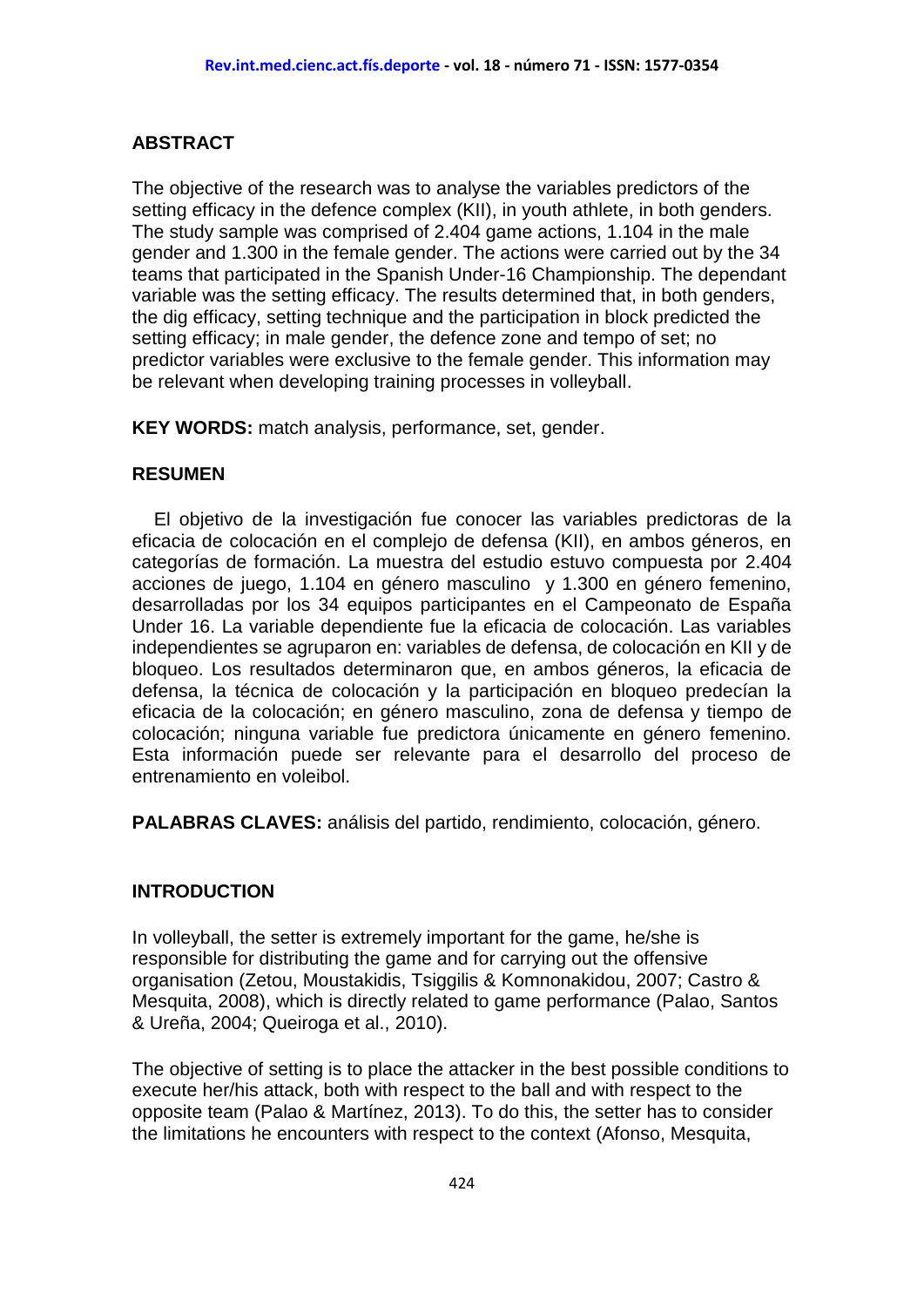## ABSTRACT

The objective of the research was to analyse the variables predictors of the setting efficacy in the defence complex (KII), in youth athlete, in both genders. The study sample was comprised of 2.404 game actions, 1.104 in the male gender and 1.300 in the female gender. The actions were carried out by the 34 teams that participated in the Spanish Under-16 Championship. The dependant variable was the setting efficacy. The results determined that, in both genders, the dig efficacy, setting technique and the participation in block predicted the setting efficacy; in male gender, the defence zone and tempo of set; no predictor variables were exclusive to the female gender. This information may be relevant when developing training processes in volleyball.

**KEY WORDS:** match analysis, performance, set, gender.

## RESUMEN

El objetivo de la investigación fue conocer las variables predictoras de la eficacia de colocación en el complejo de defensa (KII), en ambos géneros, en categorías de formación. La muestra del estudio estuvo compuesta por 2.404 acciones de juego, 1.104 en género masculino y 1.300 en género femenino, desarrolladas por los 34 equipos participantes en el Campeonato de España Under 16. La variable dependiente fue la eficacia de colocación. Las variables independientes se agruparon en: variables de defensa, de colocación en KII y de bloqueo. Los resultados determinaron que, en ambos géneros, la eficacia de defensa, la técnica de colocación y la participación en bloqueo predecían la eficacia de la colocación; en género masculino, zona de defensa y tiempo de colocación; ninguna variable fue predictora únicamente en género femenino. Esta información puede ser relevante para el desarrollo del proceso de entrenamiento en voleibol.

**PALABRAS CLAVES:** análisis del partido, rendimiento, colocación, género.

## INTRODUCTION

In volleyball, the setter is extremely important for the game, he/she is responsible for distributing the game and for carrying out the offensive organisation (Zetou, Moustakidis, Tsiggilis & Komnonakidou, 2007; Castro & Mesquita, 2008), which is directly related to game performance (Palao, Santos & Ureña, 2004; Queiroga et al., 2010).

The objective of setting is to place the attacker in the best possible conditions to execute her/his attack, both with respect to the ball and with respect to the opposite team (Palao & Martínez, 2013). To do this, the setter has to consider the limitations he encounters with respect to the context (Afonso, Mesquita,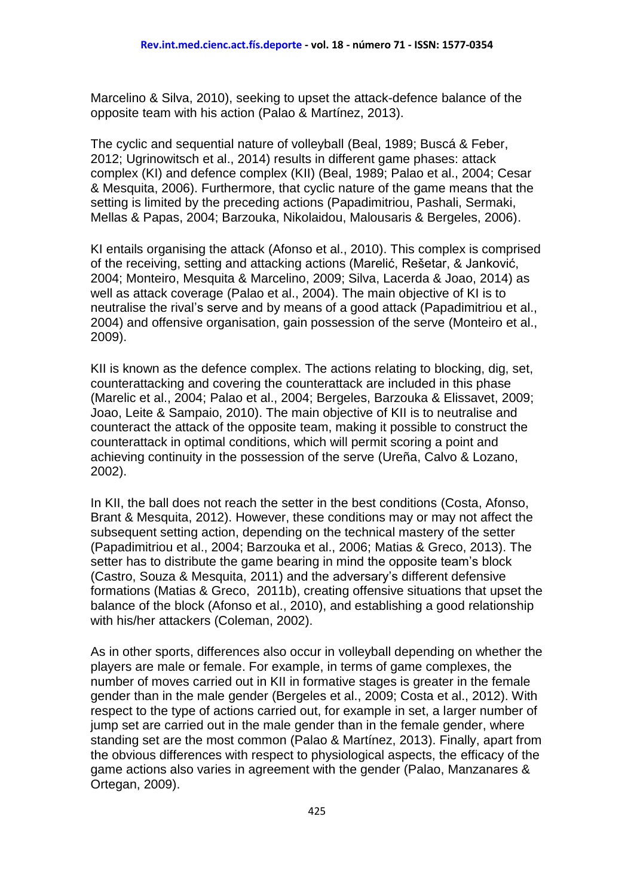Marcelino & Silva, 2010), seeking to upset the attack-defence balance of the opposite team with his action (Palao & Martínez, 2013).

The cyclic and sequential nature of volleyball (Beal, 1989; Buscá & Feber, 2012; Ugrinowitsch et al., 2014) results in different game phases: attack complex (KI) and defence complex (KII) (Beal, 1989; Palao et al., 2004; Cesar & Mesquita, 2006). Furthermore, that cyclic nature of the game means that the setting is limited by the preceding actions (Papadimitriou, Pashali, Sermaki, Mellas & Papas, 2004; Barzouka, Nikolaidou, Malousaris & Bergeles, 2006).

KI entails organising the attack (Afonso et al., 2010). This complex is comprised of the receiving, setting and attacking actions (Marelić, Rešetar, & Janković, 2004; Monteiro, Mesquita & Marcelino, 2009; Silva, Lacerda & Joao, 2014) as well as attack coverage (Palao et al., 2004). The main objective of KI is to neutralise the rival's serve and by means of a good attack (Papadimitriou et al., 2004) and offensive organisation, gain possession of the serve (Monteiro et al., 2009).

KII is known as the defence complex. The actions relating to blocking, dig, set, counterattacking and covering the counterattack are included in this phase (Marelic et al., 2004; Palao et al., 2004; Bergeles, Barzouka & Elissavet, 2009; Joao, Leite & Sampaio, 2010). The main objective of KII is to neutralise and counteract the attack of the opposite team, making it possible to construct the counterattack in optimal conditions, which will permit scoring a point and achieving continuity in the possession of the serve (Ureña, Calvo & Lozano, 2002).

In KII, the ball does not reach the setter in the best conditions (Costa, Afonso, Brant & Mesquita, 2012). However, these conditions may or may not affect the subsequent setting action, depending on the technical mastery of the setter (Papadimitriou et al., 2004; Barzouka et al., 2006; Matias & Greco, 2013). The setter has to distribute the game bearing in mind the opposite team's block (Castro, Souza & Mesquita, 2011) and the adversary's different defensive formations (Matias & Greco, 2011b), creating offensive situations that upset the balance of the block (Afonso et al., 2010), and establishing a good relationship with his/her attackers (Coleman, 2002).

As in other sports, differences also occur in volleyball depending on whether the players are male or female. For example, in terms of game complexes, the number of moves carried out in KII in formative stages is greater in the female gender than in the male gender (Bergeles et al., 2009; Costa et al., 2012). With respect to the type of actions carried out, for example in set, a larger number of jump set are carried out in the male gender than in the female gender, where standing set are the most common (Palao & Martínez, 2013). Finally, apart from the obvious differences with respect to physiological aspects, the efficacy of the game actions also varies in agreement with the gender (Palao, Manzanares & Ortegan, 2009).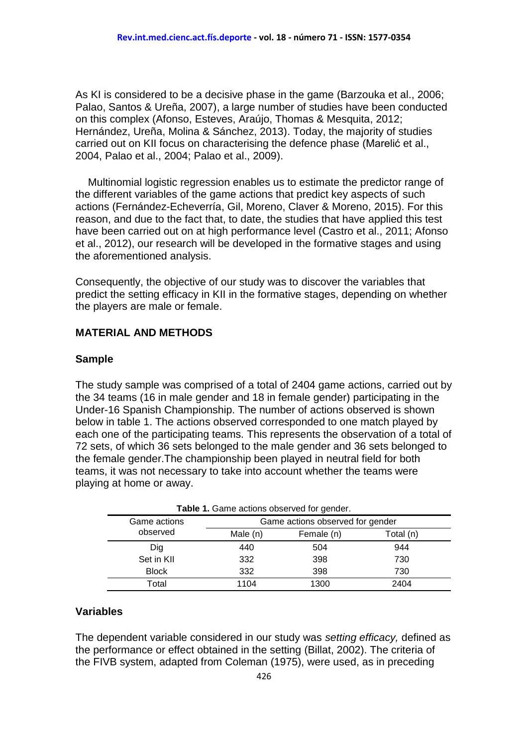As KI is considered to be a decisive phase in the game (Barzouka et al., 2006; Palao, Santos & Ureña, 2007), a large number of studies have been conducted on this complex (Afonso, Esteves, Araújo, Thomas & Mesquita, 2012; Hernández, Ureña, Molina & Sánchez, 2013). Today, the majority of studies carried out on KII focus on characterising the defence phase (Marelić et al., 2004, Palao et al., 2004; Palao et al., 2009).

Multinomial logistic regression enables us to estimate the predictor range of the different variables of the game actions that predict key aspects of such actions (Fernández-Echeverría, Gil, Moreno, Claver & Moreno, 2015). For this reason, and due to the fact that, to date, the studies that have applied this test have been carried out on at high performance level (Castro et al., 2011; Afonso et al., 2012), our research will be developed in the formative stages and using the aforementioned analysis.

Consequently, the objective of our study was to discover the variables that predict the setting efficacy in KII in the formative stages, depending on whether the players are male or female.

## MATERIAL AND METHODS

### Sample

The study sample was comprised of a total of 2404 game actions, carried out by the 34 teams (16 in male gender and 18 in female gender) participating in the Under-16 Spanish Championship. The number of actions observed is shown below in table 1. The actions observed corresponded to one match played by each one of the participating teams. This represents the observation of a total of 72 sets, of which 36 sets belonged to the male gender and 36 sets belonged to the female gender.The championship been played in neutral field for both teams, it was not necessary to take into account whether the teams were playing at home or away.

**Table 1.** Game actions observed for gender.

| Game actions observed | Game actions observed for gender | | |
|---|---|---|---|
| | Male (n) | Female (n) | Total (n) |
| Dig | 440 | 504 | 944 |
| Set in KII | 332 | 398 | 730 |
| Block | 332 | 398 | 730 |
| Total | 1104 | 1300 | 2404 |

### Variables

The dependent variable considered in our study was *setting efficacy,* defined as the performance or effect obtained in the setting (Billat, 2002). The criteria of the FIVB system, adapted from Coleman (1975), were used, as in preceding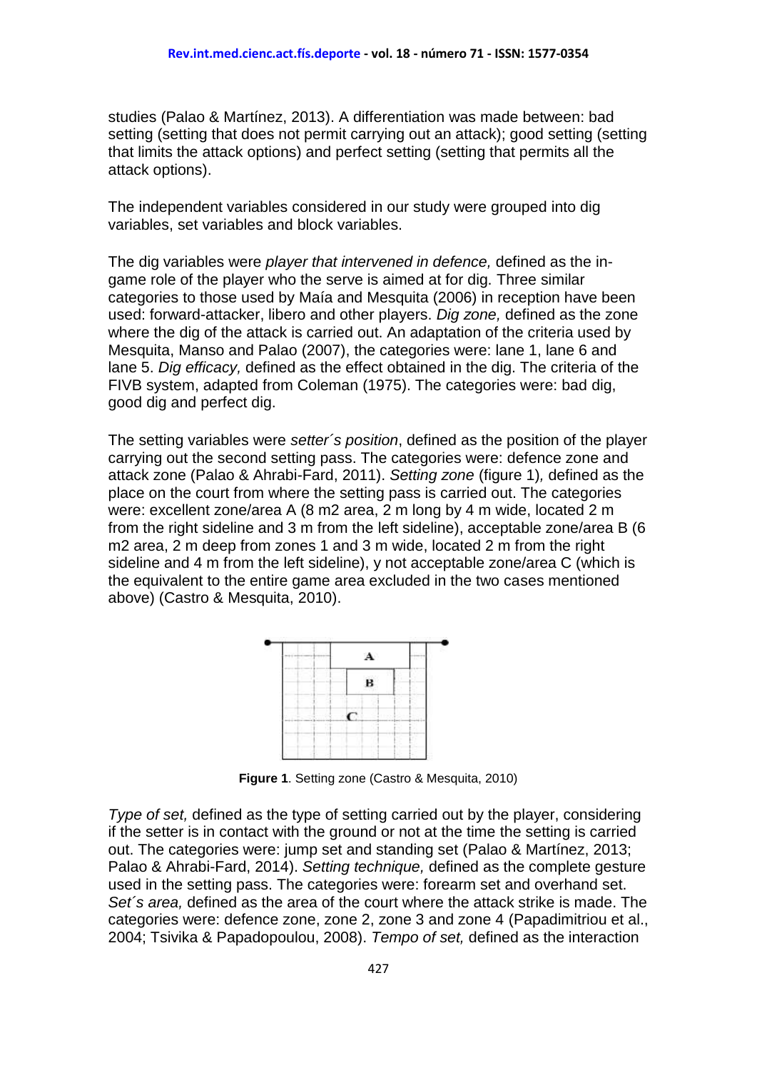studies (Palao & Martínez, 2013). A differentiation was made between: bad setting (setting that does not permit carrying out an attack); good setting (setting that limits the attack options) and perfect setting (setting that permits all the attack options).

The independent variables considered in our study were grouped into dig variables, set variables and block variables.

The dig variables were *player that intervened in defence,* defined as the in-game role of the player who the serve is aimed at for dig. Three similar categories to those used by Maía and Mesquita (2006) in reception have been used: forward-attacker, libero and other players. *Dig zone,* defined as the zone where the dig of the attack is carried out. An adaptation of the criteria used by Mesquita, Manso and Palao (2007), the categories were: lane 1, lane 6 and lane 5. *Dig efficacy,* defined as the effect obtained in the dig. The criteria of the FIVB system, adapted from Coleman (1975). The categories were: bad dig, good dig and perfect dig.

The setting variables were *setter´s position*, defined as the position of the player carrying out the second setting pass. The categories were: defence zone and attack zone (Palao & Ahrabi-Fard, 2011). *Setting zone* (figure 1)*,* defined as the place on the court from where the setting pass is carried out. The categories were: excellent zone/area A (8 m2 area, 2 m long by 4 m wide, located 2 m from the right sideline and 3 m from the left sideline), acceptable zone/area B (6 m2 area, 2 m deep from zones 1 and 3 m wide, located 2 m from the right sideline and 4 m from the left sideline), y not acceptable zone/area C (which is the equivalent to the entire game area excluded in the two cases mentioned above) (Castro & Mesquita, 2010).

**Figure 1**. Setting zone (Castro & Mesquita, 2010)

*Type of set,* defined as the type of setting carried out by the player, considering if the setter is in contact with the ground or not at the time the setting is carried out. The categories were: jump set and standing set (Palao & Martínez, 2013; Palao & Ahrabi-Fard, 2014). *Setting technique,* defined as the complete gesture used in the setting pass. The categories were: forearm set and overhand set. *Set´s area,* defined as the area of the court where the attack strike is made. The categories were: defence zone, zone 2, zone 3 and zone 4 (Papadimitriou et al., 2004; Tsivika & Papadopoulou, 2008). *Tempo of set,* defined as the interaction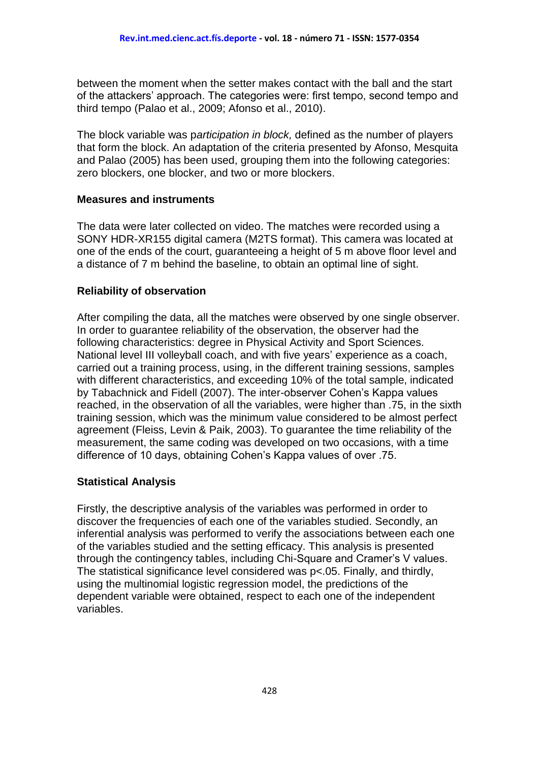between the moment when the setter makes contact with the ball and the start of the attackers' approach. The categories were: first tempo, second tempo and third tempo (Palao et al., 2009; Afonso et al., 2010).

The block variable was p*articipation in block,* defined as the number of players that form the block. An adaptation of the criteria presented by Afonso, Mesquita and Palao (2005) has been used, grouping them into the following categories: zero blockers, one blocker, and two or more blockers.

**Measures and instruments**

The data were later collected on video. The matches were recorded using a SONY HDR-XR155 digital camera (M2TS format). This camera was located at one of the ends of the court, guaranteeing a height of 5 m above floor level and a distance of 7 m behind the baseline, to obtain an optimal line of sight.

**Reliability of observation**

After compiling the data, all the matches were observed by one single observer. In order to guarantee reliability of the observation, the observer had the following characteristics: degree in Physical Activity and Sport Sciences. National level III volleyball coach, and with five years' experience as a coach, carried out a training process, using, in the different training sessions, samples with different characteristics, and exceeding 10% of the total sample, indicated by Tabachnick and Fidell (2007). The inter-observer Cohen's Kappa values reached, in the observation of all the variables, were higher than .75, in the sixth training session, which was the minimum value considered to be almost perfect agreement (Fleiss, Levin & Paik, 2003). To guarantee the time reliability of the measurement, the same coding was developed on two occasions, with a time difference of 10 days, obtaining Cohen's Kappa values of over .75.

**Statistical Analysis**

Firstly, the descriptive analysis of the variables was performed in order to discover the frequencies of each one of the variables studied. Secondly, an inferential analysis was performed to verify the associations between each one of the variables studied and the setting efficacy. This analysis is presented through the contingency tables, including Chi-Square and Cramer's V values. The statistical significance level considered was $p<.05$. Finally, and thirdly, using the multinomial logistic regression model, the predictions of the dependent variable were obtained, respect to each one of the independent variables.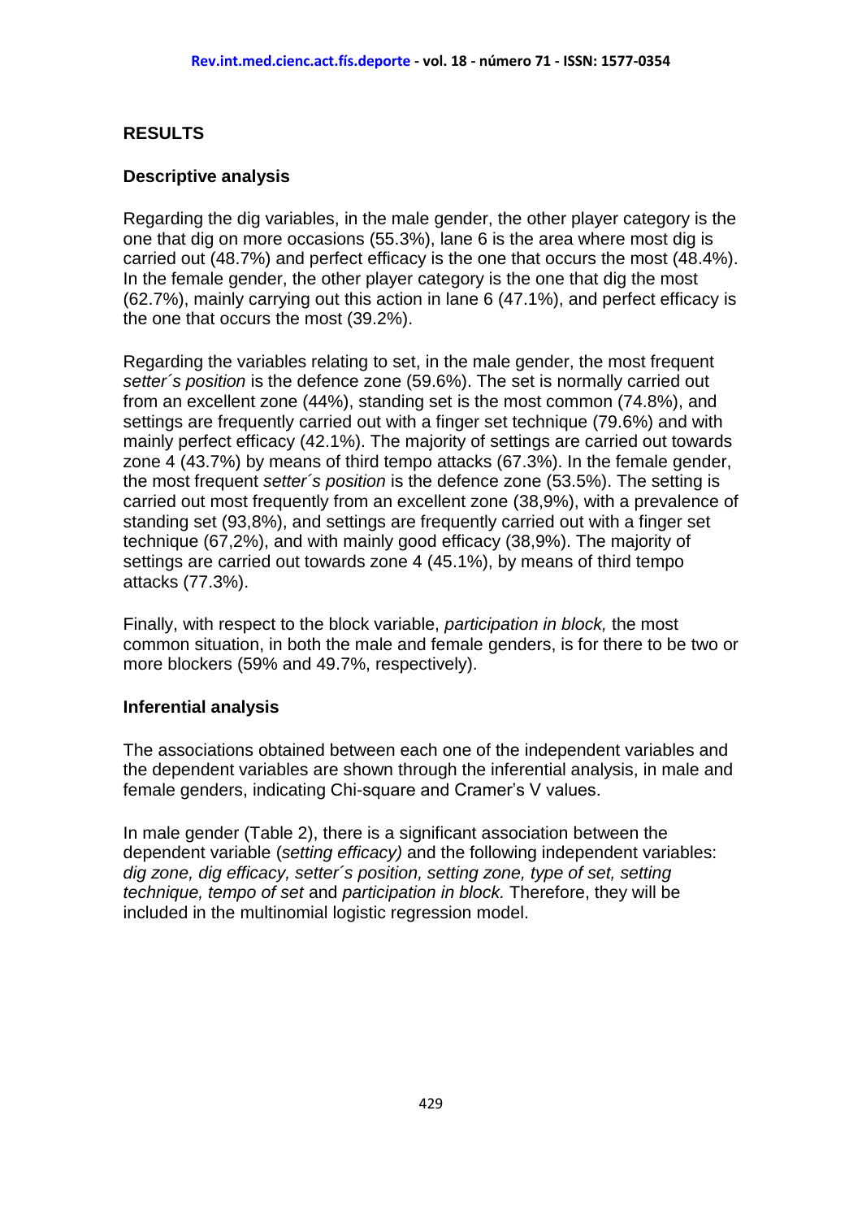## RESULTS

### Descriptive analysis

Regarding the dig variables, in the male gender, the other player category is the one that dig on more occasions (55.3%), lane 6 is the area where most dig is carried out (48.7%) and perfect efficacy is the one that occurs the most (48.4%). In the female gender, the other player category is the one that dig the most (62.7%), mainly carrying out this action in lane 6 (47.1%), and perfect efficacy is the one that occurs the most (39.2%).

Regarding the variables relating to set, in the male gender, the most frequent *setter´s position* is the defence zone (59.6%). The set is normally carried out from an excellent zone (44%), standing set is the most common (74.8%), and settings are frequently carried out with a finger set technique (79.6%) and with mainly perfect efficacy (42.1%). The majority of settings are carried out towards zone 4 (43.7%) by means of third tempo attacks (67.3%). In the female gender, the most frequent *setter´s position* is the defence zone (53.5%). The setting is carried out most frequently from an excellent zone (38,9%), with a prevalence of standing set (93,8%), and settings are frequently carried out with a finger set technique (67,2%), and with mainly good efficacy (38,9%). The majority of settings are carried out towards zone 4 (45.1%), by means of third tempo attacks (77.3%).

Finally, with respect to the block variable, *participation in block,* the most common situation, in both the male and female genders, is for there to be two or more blockers (59% and 49.7%, respectively).

### Inferential analysis

The associations obtained between each one of the independent variables and the dependent variables are shown through the inferential analysis, in male and female genders, indicating Chi-square and Cramer's V values.

In male gender (Table 2), there is a significant association between the dependent variable (*setting efficacy)* and the following independent variables: *dig zone, dig efficacy, setter´s position, setting zone, type of set, setting technique, tempo of set* and *participation in block.* Therefore, they will be included in the multinomial logistic regression model.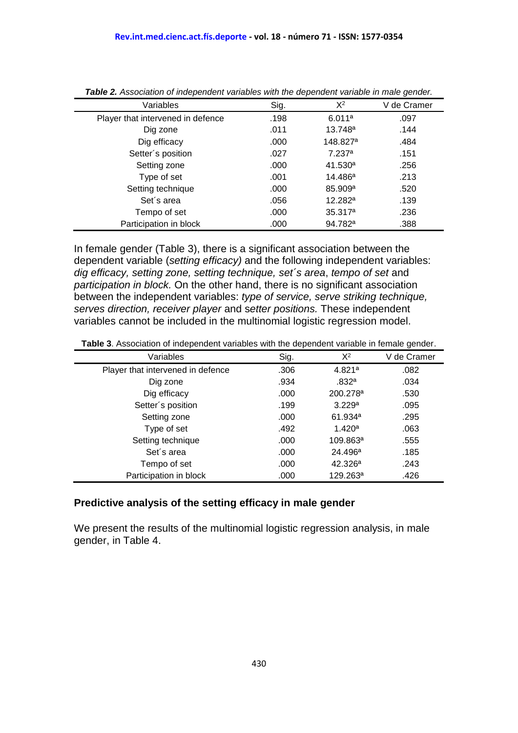***Table 2.*** *Association of independent variables with the dependent variable in male gender.*

| Variables | Sig. | $X^2$ | V de Cramer |
|---|---|---|---|
| Player that intervened in defence | .198 | 6.011[a] | .097 |
| Dig zone | .011 | 13.748[a] | .144 |
| Dig efficacy | .000 | 148.827[a] | .484 |
| Setter´s position | .027 | 7.237[a] | .151 |
| Setting zone | .000 | 41.530[a] | .256 |
| Type of set | .001 | 14.486[a] | .213 |
| Setting technique | .000 | 85.909[a] | .520 |
| Set´s area | .056 | 12.282[a] | .139 |
| Tempo of set | .000 | 35.317[a] | .236 |
| Participation in block | .000 | 94.782[a] | .388 |

In female gender (Table 3), there is a significant association between the dependent variable (*setting efficacy)* and the following independent variables: *dig efficacy, setting zone, setting technique, set´s area*, *tempo of set* and *participation in block.* On the other hand, there is no significant association between the independent variables: *type of service, serve striking technique, serves direction, receiver player* and s*etter positions.* These independent variables cannot be included in the multinomial logistic regression model.

**Table 3**. Association of independent variables with the dependent variable in female gender.

| Variables | Sig. | $X^2$ | V de Cramer |
|---|---|---|---|
| Player that intervened in defence | .306 | 4.821[a] | .082 |
| Dig zone | .934 | .832[a] | .034 |
| Dig efficacy | .000 | 200.278[a] | .530 |
| Setter´s position | .199 | 3.229[a] | .095 |
| Setting zone | .000 | 61.934[a] | .295 |
| Type of set | .492 | 1.420[a] | .063 |
| Setting technique | .000 | 109.863[a] | .555 |
| Set´s area | .000 | 24.496[a] | .185 |
| Tempo of set | .000 | 42.326[a] | .243 |
| Participation in block | .000 | 129.263[a] | .426 |

### Predictive analysis of the setting efficacy in male gender

We present the results of the multinomial logistic regression analysis, in male gender, in Table 4.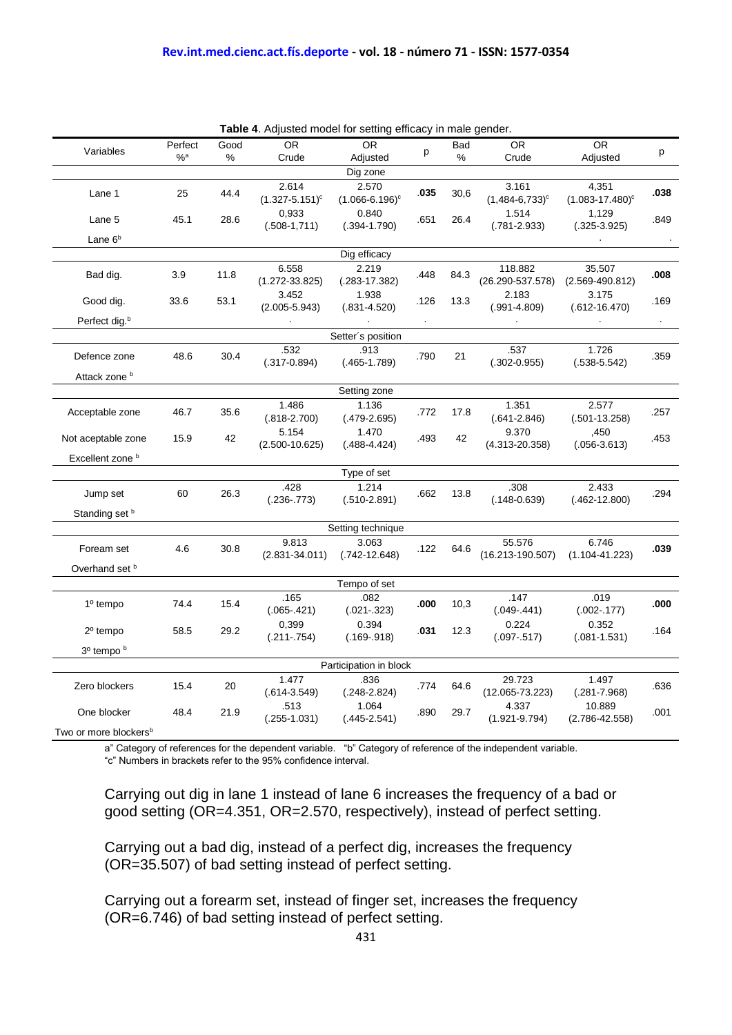**Table 4**. Adjusted model for setting efficacy in male gender.

| Variables | Perfect %[a] | Good % | OR Crude | OR Adjusted | p | Bad % | OR Crude | OR Adjusted | p |
|---|---|---|---|---|---|---|---|---|---|
| Dig zone | | | | | | | | | |
| Lane 1 | 25 | 44.4 | 2.614 (1.327-5.151)[c] | 2.570 (1.066-6.196)[c] | **.035** | 30,6 | 3.161 (1,484-6,733)[c] | 4,351 (1.083-17.480)[c] | **.038** |
| Lane 5 | 45.1 | 28.6 | 0,933 (.508-1,711) | 0.840 (.394-1.790) | .651 | 26.4 | 1.514 (.781-2.933) | 1,129 (.325-3.925) | .849 |
| Lane 6[b] | | | | | | | | . | . |
| Dig efficacy | | | | | | | | | |
| Bad dig. | 3.9 | 11.8 | 6.558 (1.272-33.825) | 2.219 (.283-17.382) | .448 | 84.3 | 118.882 (26.290-537.578) | 35,507 (2.569-490.812) | **.008** |
| Good dig. | 33.6 | 53.1 | 3.452 (2.005-5.943) | 1.938 (.831-4.520) | .126 | 13.3 | 2.183 (.991-4.809) | 3.175 (.612-16.470) | .169 |
| Perfect dig.[b] | | | . | . | . | | . | . | . |
| Setter´s position | | | | | | | | | |
| Defence zone | 48.6 | 30.4 | .532 (.317-0.894) | .913 (.465-1.789) | .790 | 21 | .537 (.302-0.955) | 1.726 (.538-5.542) | .359 |
| Attack zone [b] | | | | | | | | | |
| Setting zone | | | | | | | | | |
| Acceptable zone | 46.7 | 35.6 | 1.486 (.818-2.700) | 1.136 (.479-2.695) | .772 | 17.8 | 1.351 (.641-2.846) | 2.577 (.501-13.258) | .257 |
| Not aceptable zone | 15.9 | 42 | 5.154 (2.500-10.625) | 1.470 (.488-4.424) | .493 | 42 | 9.370 (4.313-20.358) | ,450 (.056-3.613) | .453 |
| Excellent zone [b] | | | | | | | | | |
| Type of set | | | | | | | | | |
| Jump set | 60 | 26.3 | .428 (.236-.773) | 1.214 (.510-2.891) | .662 | 13.8 | .308 (.148-0.639) | 2.433 (.462-12.800) | .294 |
| Standing set [b] | | | | | | | | | |
| Setting technique | | | | | | | | | |
| Foream set | 4.6 | 30.8 | 9.813 (2.831-34.011) | 3.063 (.742-12.648) | .122 | 64.6 | 55.576 (16.213-190.507) | 6.746 (1.104-41.223) | **.039** |
| Overhand set [b] | | | | | | | | | |
| Tempo of set | | | | | | | | | |
| 1º tempo | 74.4 | 15.4 | .165 (.065-.421) | .082 (.021-.323) | **.000** | 10,3 | .147 (.049-.441) | .019 (.002-.177) | **.000** |
| 2º tempo | 58.5 | 29.2 | 0,399 (.211-.754) | 0.394 (.169-.918) | **.031** | 12.3 | 0.224 (.097-.517) | 0.352 (.081-1.531) | .164 |
| 3º tempo [b] | | | | | | | | | |
| Participation in block | | | | | | | | | |
| Zero blockers | 15.4 | 20 | 1.477 (.614-3.549) | .836 (.248-2.824) | .774 | 64.6 | 29.723 (12.065-73.223) | 1.497 (.281-7.968) | .636 |
| One blocker | 48.4 | 21.9 | .513 (.255-1.031) | 1.064 (.445-2.541) | .890 | 29.7 | 4.337 (1.921-9.794) | 10.889 (2.786-42.558) | .001 |
| Two or more blockers[b] | | | | | | | | | |

a" Category of references for the dependent variable. "b" Category of reference of the independent variable.
"c" Numbers in brackets refer to the 95% confidence interval.

Carrying out dig in lane 1 instead of lane 6 increases the frequency of a bad or good setting (OR=4.351, OR=2.570, respectively), instead of perfect setting.

Carrying out a bad dig, instead of a perfect dig, increases the frequency (OR=35.507) of bad setting instead of perfect setting.

Carrying out a forearm set, instead of finger set, increases the frequency (OR=6.746) of bad setting instead of perfect setting.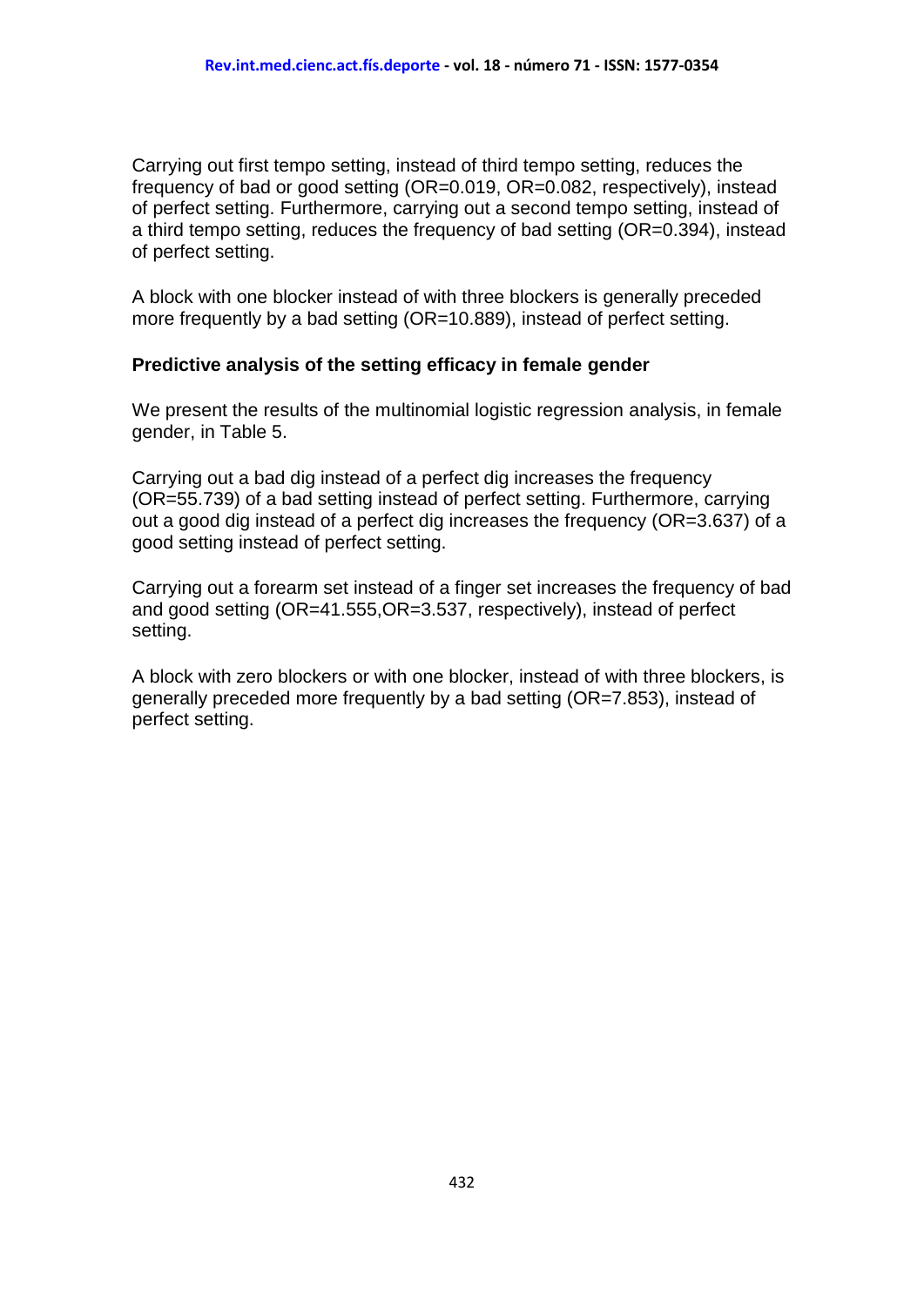Carrying out first tempo setting, instead of third tempo setting, reduces the frequency of bad or good setting (OR=0.019, OR=0.082, respectively), instead of perfect setting. Furthermore, carrying out a second tempo setting, instead of a third tempo setting, reduces the frequency of bad setting (OR=0.394), instead of perfect setting.

A block with one blocker instead of with three blockers is generally preceded more frequently by a bad setting (OR=10.889), instead of perfect setting.

### Predictive analysis of the setting efficacy in female gender

We present the results of the multinomial logistic regression analysis, in female gender, in Table 5.

Carrying out a bad dig instead of a perfect dig increases the frequency (OR=55.739) of a bad setting instead of perfect setting. Furthermore, carrying out a good dig instead of a perfect dig increases the frequency (OR=3.637) of a good setting instead of perfect setting.

Carrying out a forearm set instead of a finger set increases the frequency of bad and good setting (OR=41.555,OR=3.537, respectively), instead of perfect setting.

A block with zero blockers or with one blocker, instead of with three blockers, is generally preceded more frequently by a bad setting (OR=7.853), instead of perfect setting.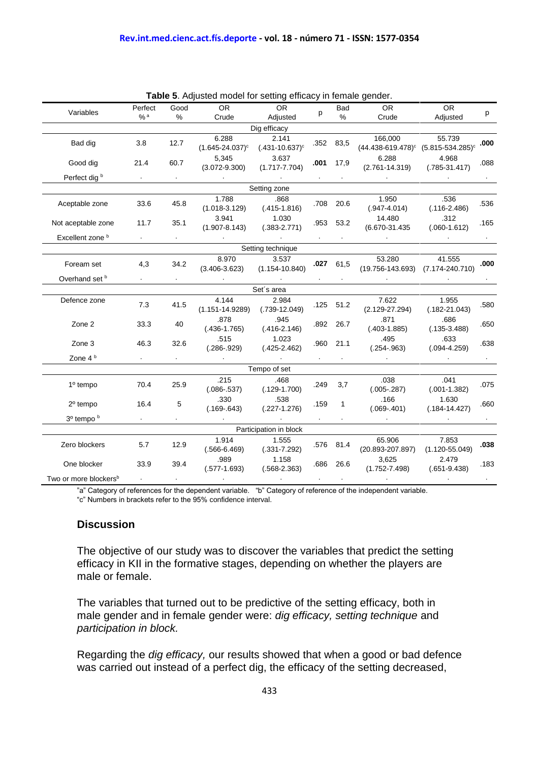**Table 5**. Adjusted model for setting efficacy in female gender.

| Variables | Perfect %[a] | Good % | OR Crude | OR Adjusted | p | Bad % | OR Crude | OR Adjusted | p |
|---|---|---|---|---|---|---|---|---|---|
| Dig efficacy | | | | | | | | | |
| Bad dig | 3.8 | 12.7 | 6.288 (1.645-24.037)[c] | 2.141 (.431-10.637)[c] | .352 | 83,5 | 166,000 (44.438-619.478)[c] | 55.739 (5.815-534.285)[c] | **.000** |
| Good dig | 21.4 | 60.7 | 5,345 (3.072-9.300) | 3.637 (1.717-7.704) | **.001** | 17,9 | 6.288 (2.761-14.319) | 4.968 (.785-31.417) | .088 |
| Perfect dig [b] | . | . | . | . | . | . | . | . | . |
| Setting zone | | | | | | | | | |
| Aceptable zone | 33.6 | 45.8 | 1.788 (1.018-3.129) | .868 (.415-1.816) | .708 | 20.6 | 1.950 (.947-4.014) | .536 (.116-2.486) | .536 |
| Not aceptable zone | 11.7 | 35.1 | 3.941 (1.907-8.143) | 1.030 (.383-2.771) | .953 | 53.2 | 14.480 (6.670-31.435 | .312 (.060-1.612) | .165 |
| Excellent zone [b] | . | . | . | . | . | . | . | . | . |
| Setting technique | | | | | | | | | |
| Foream set | 4,3 | 34.2 | 8.970 (3.406-3.623) | 3.537 (1.154-10.840) | **.027** | 61,5 | 53.280 (19.756-143.693) | 41.555 (7.174-240.710) | **.000** |
| Overhand set [b] | . | . | . | . | . | . | . | . | . |
| Set´s area | | | | | | | | | |
| Defence zone | 7.3 | 41.5 | 4.144 (1.151-14.9289) | 2.984 (.739-12.049) | .125 | 51.2 | 7.622 (2.129-27.294) | 1.955 (.182-21.043) | .580 |
| Zone 2 | 33.3 | 40 | .878 (.436-1.765) | .945 (.416-2.146) | .892 | 26.7 | .871 (.403-1.885) | .686 (.135-3.488) | .650 |
| Zone 3 | 46.3 | 32.6 | .515 (.286-.929) | 1.023 (.425-2.462) | .960 | 21.1 | .495 (.254-.963) | .633 (.094-4.259) | .638 |
| Zone 4 [b] | . | . | . | . | . | . | . | . | . |
| Tempo of set | | | | | | | | | |
| 1º tempo | 70.4 | 25.9 | .215 (.086-.537) | .468 (.129-1.700) | .249 | 3,7 | .038 (.005-.287) | .041 (.001-1.382) | .075 |
| 2º tempo | 16.4 | 5 | .330 (.169-.643) | .538 (.227-1.276) | .159 | 1 | .166 (.069-.401) | 1.630 (.184-14.427) | .660 |
| 3º tempo [b] | . | . | . | . | . | . | . | . | . |
| Participation in block | | | | | | | | | |
| Zero blockers | 5.7 | 12.9 | 1.914 (.566-6.469) | 1.555 (.331-7.292) | .576 | 81.4 | 65.906 (20.893-207.897) | 7.853 (1.120-55.049) | **.038** |
| One blocker | 33.9 | 39.4 | .989 (.577-1.693) | 1.158 (.568-2.363) | .686 | 26.6 | 3,625 (1.752-7.498) | 2.479 (.651-9.438) | .183 |
| Two or more blockers[b] | . | . | . | . | . | . | . | . | . |

"a" Category of references for the dependent variable. "b" Category of reference of the independent variable.
"c" Numbers in brackets refer to the 95% confidence interval.

## Discussion

The objective of our study was to discover the variables that predict the setting efficacy in KII in the formative stages, depending on whether the players are male or female.

The variables that turned out to be predictive of the setting efficacy, both in male gender and in female gender were: *dig efficacy, setting technique* and *participation in block.*

Regarding the *dig efficacy,* our results showed that when a good or bad defence was carried out instead of a perfect dig, the efficacy of the setting decreased,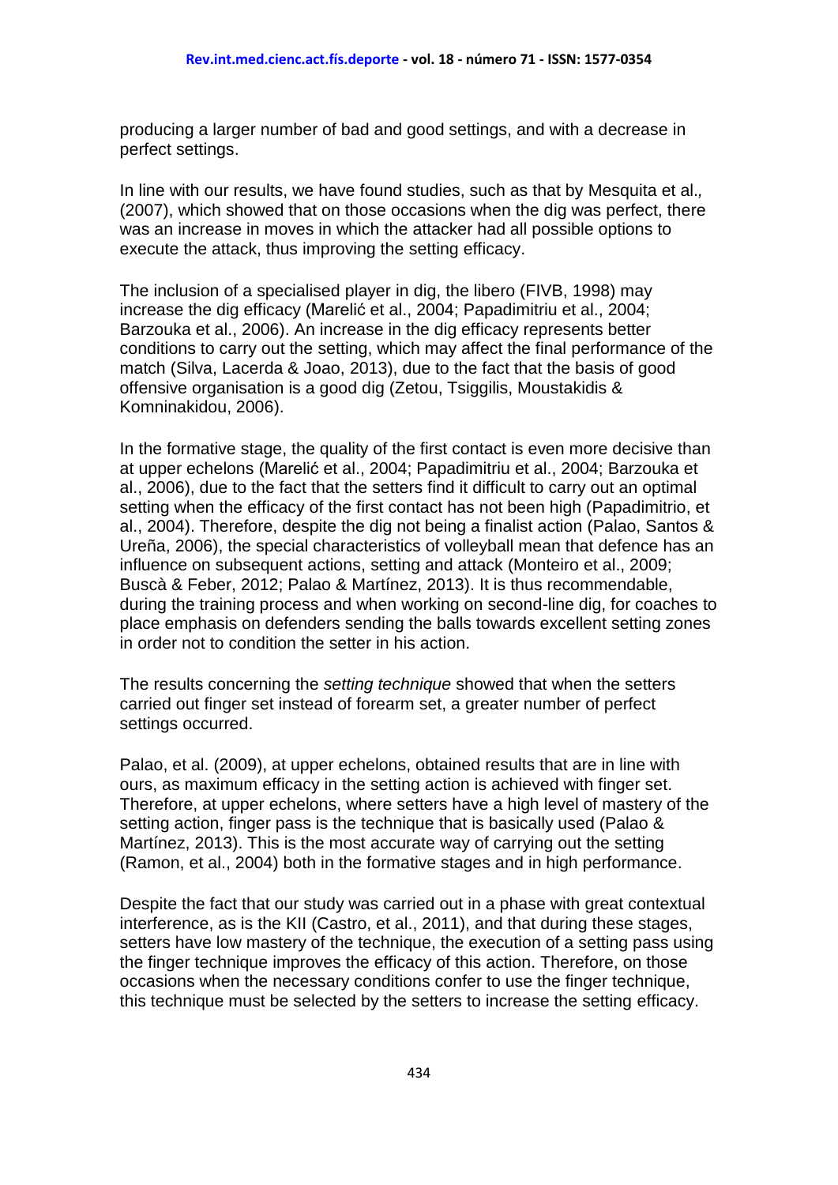producing a larger number of bad and good settings, and with a decrease in perfect settings.

In line with our results, we have found studies, such as that by Mesquita et al., (2007), which showed that on those occasions when the dig was perfect, there was an increase in moves in which the attacker had all possible options to execute the attack, thus improving the setting efficacy.

The inclusion of a specialised player in dig, the libero (FIVB, 1998) may increase the dig efficacy (Marelić et al., 2004; Papadimitriu et al., 2004; Barzouka et al., 2006). An increase in the dig efficacy represents better conditions to carry out the setting, which may affect the final performance of the match (Silva, Lacerda & Joao, 2013), due to the fact that the basis of good offensive organisation is a good dig (Zetou, Tsiggilis, Moustakidis & Komninakidou, 2006).

In the formative stage, the quality of the first contact is even more decisive than at upper echelons (Marelić et al., 2004; Papadimitriu et al., 2004; Barzouka et al., 2006), due to the fact that the setters find it difficult to carry out an optimal setting when the efficacy of the first contact has not been high (Papadimitrio, et al., 2004). Therefore, despite the dig not being a finalist action (Palao, Santos & Ureña, 2006), the special characteristics of volleyball mean that defence has an influence on subsequent actions, setting and attack (Monteiro et al., 2009; Buscà & Feber, 2012; Palao & Martínez, 2013). It is thus recommendable, during the training process and when working on second-line dig, for coaches to place emphasis on defenders sending the balls towards excellent setting zones in order not to condition the setter in his action.

The results concerning the *setting technique* showed that when the setters carried out finger set instead of forearm set, a greater number of perfect settings occurred.

Palao, et al. (2009), at upper echelons, obtained results that are in line with ours, as maximum efficacy in the setting action is achieved with finger set. Therefore, at upper echelons, where setters have a high level of mastery of the setting action, finger pass is the technique that is basically used (Palao & Martínez, 2013). This is the most accurate way of carrying out the setting (Ramon, et al., 2004) both in the formative stages and in high performance.

Despite the fact that our study was carried out in a phase with great contextual interference, as is the KII (Castro, et al., 2011), and that during these stages, setters have low mastery of the technique, the execution of a setting pass using the finger technique improves the efficacy of this action. Therefore, on those occasions when the necessary conditions confer to use the finger technique, this technique must be selected by the setters to increase the setting efficacy.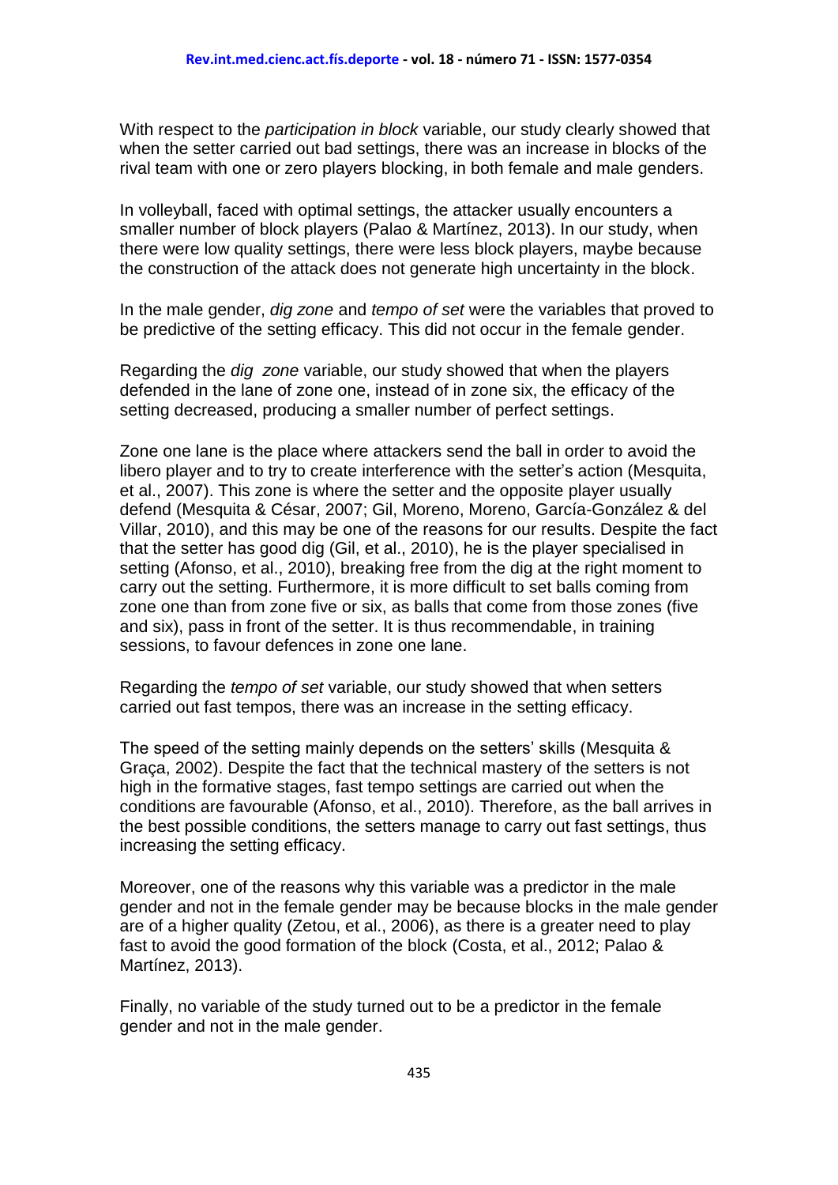With respect to the *participation in block* variable, our study clearly showed that when the setter carried out bad settings, there was an increase in blocks of the rival team with one or zero players blocking, in both female and male genders.

In volleyball, faced with optimal settings, the attacker usually encounters a smaller number of block players (Palao & Martínez, 2013). In our study, when there were low quality settings, there were less block players, maybe because the construction of the attack does not generate high uncertainty in the block.

In the male gender, *dig zone* and *tempo of set* were the variables that proved to be predictive of the setting efficacy. This did not occur in the female gender.

Regarding the *dig zone* variable, our study showed that when the players defended in the lane of zone one, instead of in zone six, the efficacy of the setting decreased, producing a smaller number of perfect settings.

Zone one lane is the place where attackers send the ball in order to avoid the libero player and to try to create interference with the setter's action (Mesquita, et al., 2007). This zone is where the setter and the opposite player usually defend (Mesquita & César, 2007; Gil, Moreno, Moreno, García-González & del Villar, 2010), and this may be one of the reasons for our results. Despite the fact that the setter has good dig (Gil, et al., 2010), he is the player specialised in setting (Afonso, et al., 2010), breaking free from the dig at the right moment to carry out the setting. Furthermore, it is more difficult to set balls coming from zone one than from zone five or six, as balls that come from those zones (five and six), pass in front of the setter. It is thus recommendable, in training sessions, to favour defences in zone one lane.

Regarding the *tempo of set* variable, our study showed that when setters carried out fast tempos, there was an increase in the setting efficacy.

The speed of the setting mainly depends on the setters' skills (Mesquita & Graça, 2002). Despite the fact that the technical mastery of the setters is not high in the formative stages, fast tempo settings are carried out when the conditions are favourable (Afonso, et al., 2010). Therefore, as the ball arrives in the best possible conditions, the setters manage to carry out fast settings, thus increasing the setting efficacy.

Moreover, one of the reasons why this variable was a predictor in the male gender and not in the female gender may be because blocks in the male gender are of a higher quality (Zetou, et al., 2006), as there is a greater need to play fast to avoid the good formation of the block (Costa, et al., 2012; Palao & Martínez, 2013).

Finally, no variable of the study turned out to be a predictor in the female gender and not in the male gender.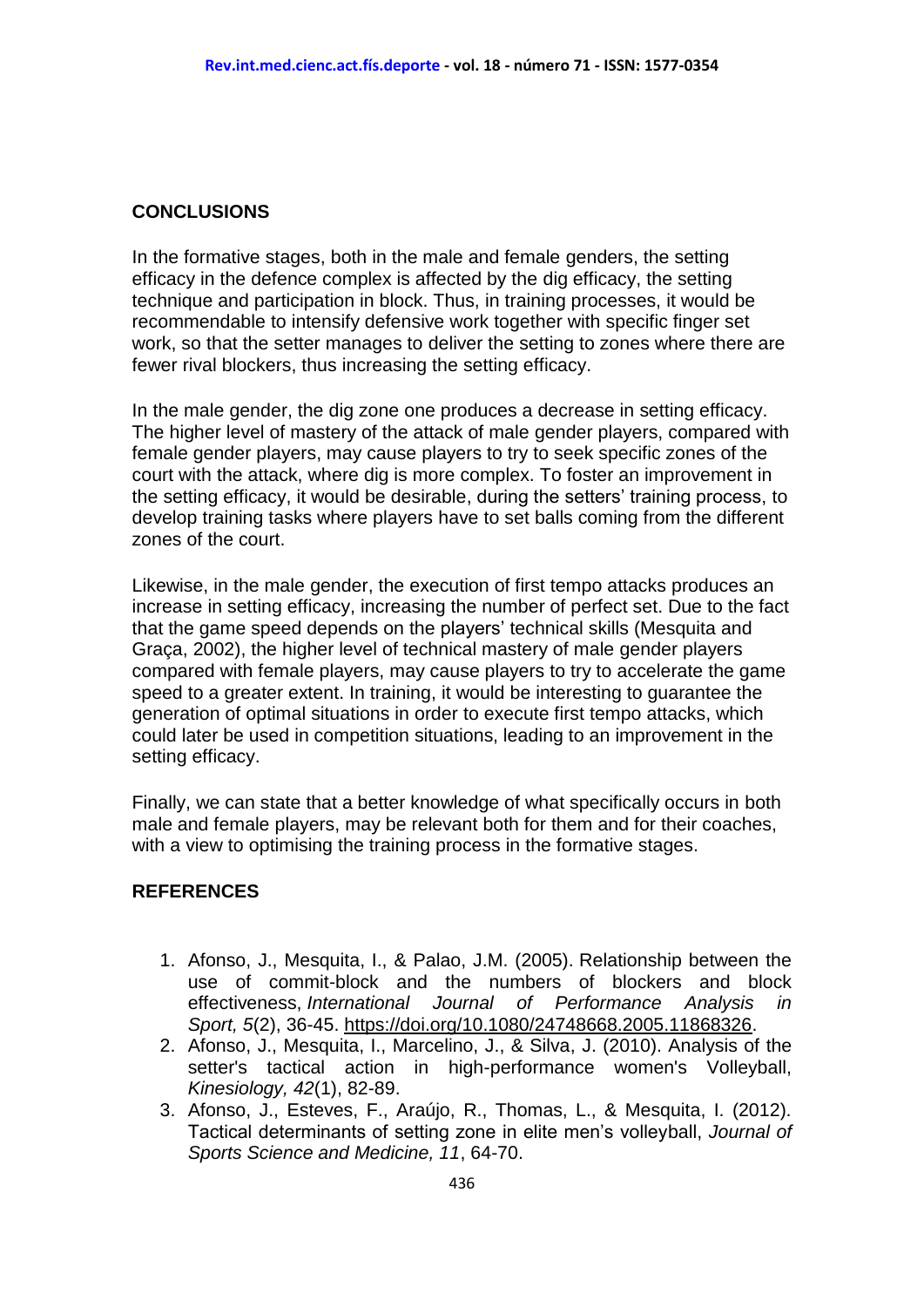## CONCLUSIONS

In the formative stages, both in the male and female genders, the setting efficacy in the defence complex is affected by the dig efficacy, the setting technique and participation in block. Thus, in training processes, it would be recommendable to intensify defensive work together with specific finger set work, so that the setter manages to deliver the setting to zones where there are fewer rival blockers, thus increasing the setting efficacy.

In the male gender, the dig zone one produces a decrease in setting efficacy. The higher level of mastery of the attack of male gender players, compared with female gender players, may cause players to try to seek specific zones of the court with the attack, where dig is more complex. To foster an improvement in the setting efficacy, it would be desirable, during the setters' training process, to develop training tasks where players have to set balls coming from the different zones of the court.

Likewise, in the male gender, the execution of first tempo attacks produces an increase in setting efficacy, increasing the number of perfect set. Due to the fact that the game speed depends on the players' technical skills (Mesquita and Graça, 2002), the higher level of technical mastery of male gender players compared with female players, may cause players to try to accelerate the game speed to a greater extent. In training, it would be interesting to guarantee the generation of optimal situations in order to execute first tempo attacks, which could later be used in competition situations, leading to an improvement in the setting efficacy.

Finally, we can state that a better knowledge of what specifically occurs in both male and female players, may be relevant both for them and for their coaches, with a view to optimising the training process in the formative stages.

## REFERENCES

1. Afonso, J., Mesquita, I., & Palao, J.M. (2005). Relationship between the use of commit-block and the numbers of blockers and block effectiveness, *International Journal of Performance Analysis in Sport, 5*(2), 36-45. https://doi.org/10.1080/24748668.2005.11868326.
2. Afonso, J., Mesquita, I., Marcelino, J., & Silva, J. (2010). Analysis of the setter's tactical action in high-performance women's Volleyball, *Kinesiology, 42*(1), 82-89.
3. Afonso, J., Esteves, F., Araújo, R., Thomas, L., & Mesquita, I. (2012). Tactical determinants of setting zone in elite men's volleyball, *Journal of Sports Science and Medicine, 11*, 64-70.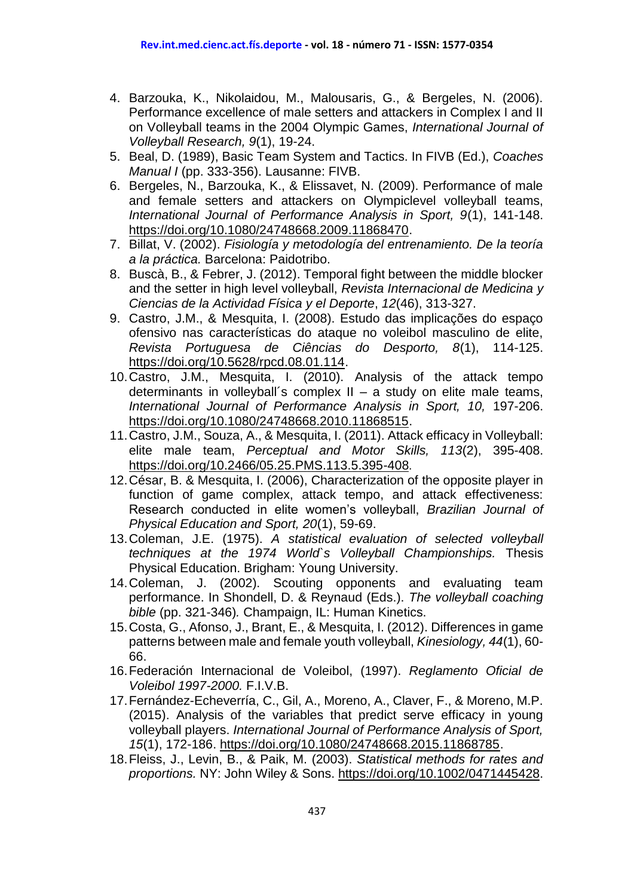4. Barzouka, K., Nikolaidou, M., Malousaris, G., & Bergeles, N. (2006). Performance excellence of male setters and attackers in Complex I and II on Volleyball teams in the 2004 Olympic Games, *International Journal of Volleyball Research, 9*(1), 19-24.
5. Beal, D. (1989), Basic Team System and Tactics. In FIVB (Ed.), *Coaches Manual I* (pp. 333-356). Lausanne: FIVB.
6. Bergeles, N., Barzouka, K., & Elissavet, N. (2009). Performance of male and female setters and attackers on Olympiclevel volleyball teams, *International Journal of Performance Analysis in Sport, 9*(1), 141-148. https://doi.org/10.1080/24748668.2009.11868470.
7. Billat, V. (2002). *Fisiología y metodología del entrenamiento. De la teoría a la práctica.* Barcelona: Paidotribo.
8. Buscà, B., & Febrer, J. (2012). Temporal fight between the middle blocker and the setter in high level volleyball, *Revista Internacional de Medicina y Ciencias de la Actividad Física y el Deporte*, *12*(46), 313-327.
9. Castro, J.M., & Mesquita, I. (2008). Estudo das implicações do espaço ofensivo nas características do ataque no voleibol masculino de elite, *Revista Portuguesa de Ciências do Desporto, 8*(1), 114-125. https://doi.org/10.5628/rpcd.08.01.114.
10. Castro, J.M., Mesquita, I. (2010). Analysis of the attack tempo determinants in volleyball´s complex II – a study on elite male teams, *International Journal of Performance Analysis in Sport, 10,* 197-206. https://doi.org/10.1080/24748668.2010.11868515.
11. Castro, J.M., Souza, A., & Mesquita, I. (2011). Attack efficacy in Volleyball: elite male team, *Perceptual and Motor Skills, 113*(2), 395-408. https://doi.org/10.2466/05.25.PMS.113.5.395-408.
12. César, B. & Mesquita, I. (2006), Characterization of the opposite player in function of game complex, attack tempo, and attack effectiveness: Research conducted in elite women's volleyball, *Brazilian Journal of Physical Education and Sport, 20*(1), 59-69.
13. Coleman, J.E. (1975). *A statistical evaluation of selected volleyball techniques at the 1974 World`s Volleyball Championships.* Thesis Physical Education. Brigham: Young University.
14. Coleman, J. (2002). Scouting opponents and evaluating team performance. In Shondell, D. & Reynaud (Eds.). *The volleyball coaching bible* (pp. 321-346)*.* Champaign, IL: Human Kinetics.
15. Costa, G., Afonso, J., Brant, E., & Mesquita, I. (2012). Differences in game patterns between male and female youth volleyball, *Kinesiology, 44*(1), 60-66.
16. Federación Internacional de Voleibol, (1997). *Reglamento Oficial de Voleibol 1997-2000.* F.I.V.B.
17. Fernández-Echeverría, C., Gil, A., Moreno, A., Claver, F., & Moreno, M.P. (2015). Analysis of the variables that predict serve efficacy in young volleyball players. *International Journal of Performance Analysis of Sport, 15*(1), 172-186. https://doi.org/10.1080/24748668.2015.11868785.
18. Fleiss, J., Levin, B., & Paik, M. (2003). *Statistical methods for rates and proportions.* NY: John Wiley & Sons. https://doi.org/10.1002/0471445428.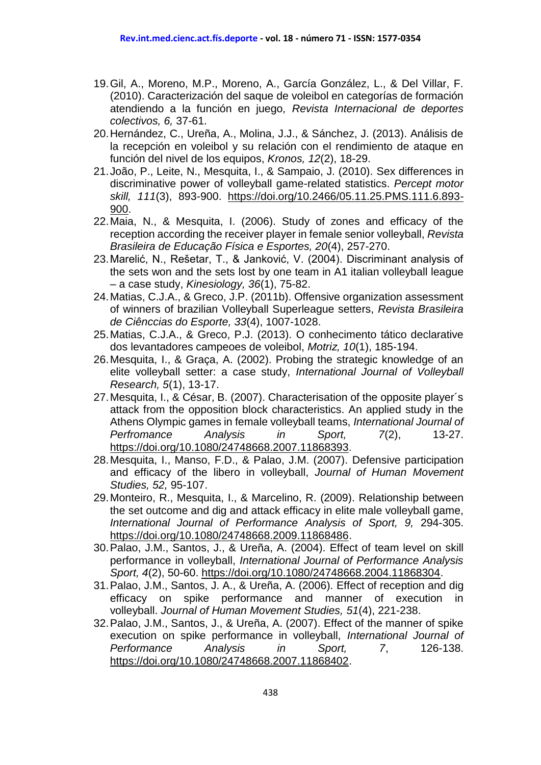19. Gil, A., Moreno, M.P., Moreno, A., García González, L., & Del Villar, F. (2010). Caracterización del saque de voleibol en categorías de formación atendiendo a la función en juego*, Revista Internacional de deportes colectivos, 6,* 37-61.
20. Hernández, C., Ureña, A., Molina, J.J., & Sánchez, J. (2013). Análisis de la recepción en voleibol y su relación con el rendimiento de ataque en función del nivel de los equipos, *Kronos, 12*(2), 18-29.
21. João, P., Leite, N., Mesquita, I., & Sampaio, J. (2010). Sex differences in discriminative power of volleyball game-related statistics. *Percept motor skill, 111*(3), 893-900. https://doi.org/10.2466/05.11.25.PMS.111.6.893-900.
22. Maia, N., & Mesquita, I. (2006). Study of zones and efficacy of the reception according the receiver player in female senior volleyball, *Revista Brasileira de Educação Física e Esportes, 20*(4), 257-270.
23. Marelić, N., Rešetar, T., & Janković, V. (2004). Discriminant analysis of the sets won and the sets lost by one team in A1 italian volleyball league – a case study, *Kinesiology, 36*(1), 75-82.
24. Matias, C.J.A., & Greco, J.P. (2011b). Offensive organization assessment of winners of brazilian Volleyball Superleague setters, *Revista Brasileira de Ciêncccias do Esporte, 33*(4), 1007-1028.
25. Matias, C.J.A., & Greco, P.J. (2013). O conhecimento tático declarative dos levantadores campeoes de voleibol, *Motriz, 10*(1), 185-194.
26. Mesquita, I., & Graça, A. (2002). Probing the strategic knowledge of an elite volleyball setter: a case study, *International Journal of Volleyball Research, 5*(1), 13-17.
27. Mesquita, I., & César, B. (2007). Characterisation of the opposite player´s attack from the opposition block characteristics. An applied study in the Athens Olympic games in female volleyball teams, *International Journal of Perfromance Analysis in Sport, 7*(2), 13-27. https://doi.org/10.1080/24748668.2007.11868393.
28. Mesquita, I., Manso, F.D., & Palao, J.M. (2007). Defensive participation and efficacy of the libero in volleyball, *Journal of Human Movement Studies, 52,* 95-107.
29. Monteiro, R., Mesquita, I., & Marcelino, R. (2009). Relationship between the set outcome and dig and attack efficacy in elite male volleyball game, *International Journal of Performance Analysis of Sport, 9,* 294-305. https://doi.org/10.1080/24748668.2009.11868486.
30. Palao, J.M., Santos, J., & Ureña, A. (2004). Effect of team level on skill performance in volleyball, *International Journal of Performance Analysis Sport, 4*(2), 50-60. https://doi.org/10.1080/24748668.2004.11868304.
31. Palao, J.M., Santos, J. A., & Ureña, A. (2006). Effect of reception and dig efficacy on spike performance and manner of execution in volleyball. *Journal of Human Movement Studies, 51*(4), 221-238.
32. Palao, J.M., Santos, J., & Ureña, A. (2007). Effect of the manner of spike execution on spike performance in volleyball, *International Journal of Performance Analysis in Sport, 7*, 126-138. https://doi.org/10.1080/24748668.2007.11868402.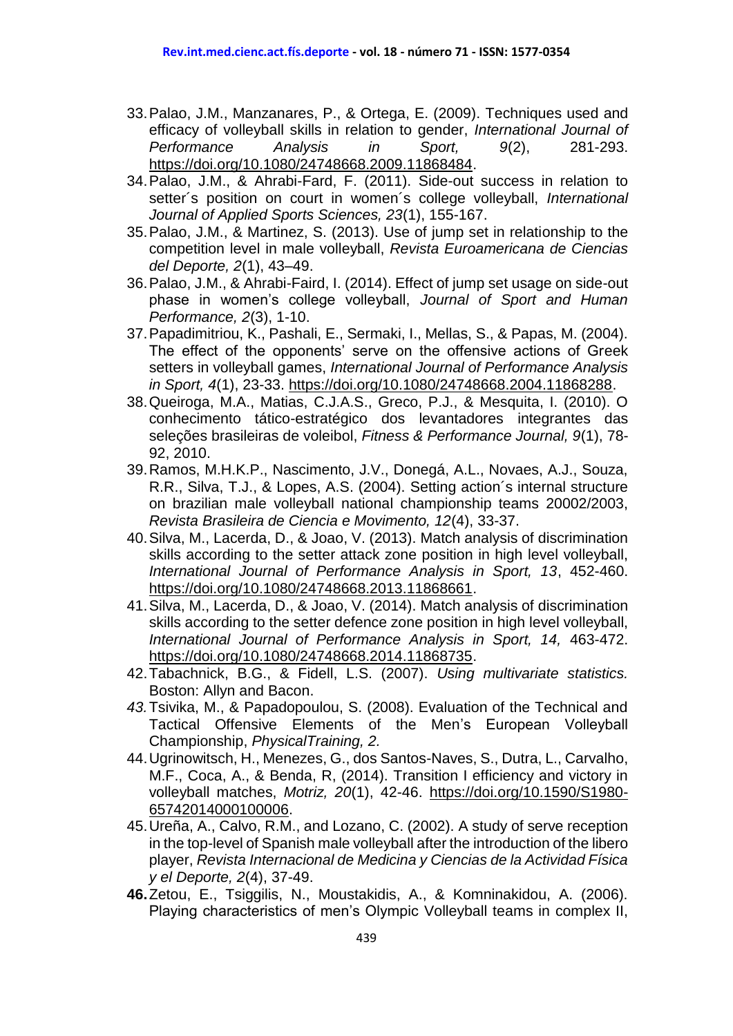33. Palao, J.M., Manzanares, P., & Ortega, E. (2009). Techniques used and efficacy of volleyball skills in relation to gender, *International Journal of Performance Analysis in Sport, 9*(2), 281-293. https://doi.org/10.1080/24748668.2009.11868484.
34. Palao, J.M., & Ahrabi-Fard, F. (2011). Side-out success in relation to setter´s position on court in women´s college volleyball, *International Journal of Applied Sports Sciences, 23*(1), 155-167.
35. Palao, J.M., & Martinez, S. (2013). Use of jump set in relationship to the competition level in male volleyball, *Revista Euroamericana de Ciencias del Deporte, 2*(1), 43–49.
36. Palao, J.M., & Ahrabi-Faird, I. (2014). Effect of jump set usage on side-out phase in women's college volleyball, *Journal of Sport and Human Performance, 2*(3), 1-10.
37. Papadimitriou, K., Pashali, E., Sermaki, I., Mellas, S., & Papas, M. (2004). The effect of the opponents' serve on the offensive actions of Greek setters in volleyball games, *International Journal of Performance Analysis in Sport, 4*(1), 23-33. https://doi.org/10.1080/24748668.2004.11868288.
38. Queiroga, M.A., Matias, C.J.A.S., Greco, P.J., & Mesquita, I. (2010). O conhecimento tático-estratégico dos levantadores integrantes das seleções brasileiras de voleibol, *Fitness & Performance Journal, 9*(1), 78-92, 2010.
39. Ramos, M.H.K.P., Nascimento, J.V., Donegá, A.L., Novaes, A.J., Souza, R.R., Silva, T.J., & Lopes, A.S. (2004). Setting action´s internal structure on brazilian male volleyball national championship teams 20002/2003, *Revista Brasileira de Ciencia e Movimento, 12*(4), 33-37.
40. Silva, M., Lacerda, D., & Joao, V. (2013). Match analysis of discrimination skills according to the setter attack zone position in high level volleyball, *International Journal of Performance Analysis in Sport, 13*, 452-460. https://doi.org/10.1080/24748668.2013.11868661.
41. Silva, M., Lacerda, D., & Joao, V. (2014). Match analysis of discrimination skills according to the setter defence zone position in high level volleyball, *International Journal of Performance Analysis in Sport, 14,* 463-472. https://doi.org/10.1080/24748668.2014.11868735.
42. Tabachnick, B.G., & Fidell, L.S. (2007). *Using multivariate statistics.* Boston: Allyn and Bacon.
43. Tsivika, M., & Papadopoulou, S. (2008). Evaluation of the Technical and Tactical Offensive Elements of the Men's European Volleyball Championship, *PhysicalTraining, 2.*
44. Ugrinowitsch, H., Menezes, G., dos Santos-Naves, S., Dutra, L., Carvalho, M.F., Coca, A., & Benda, R, (2014). Transition I efficiency and victory in volleyball matches, *Motriz, 20*(1), 42-46. https://doi.org/10.1590/S1980-65742014000100006.
45. Ureña, A., Calvo, R.M., and Lozano, C. (2002). A study of serve reception in the top-level of Spanish male volleyball after the introduction of the libero player, *Revista Internacional de Medicina y Ciencias de la Actividad Física y el Deporte, 2*(4), 37-49.
46. Zetou, E., Tsiggilis, N., Moustakidis, A., & Komninakidou, A. (2006). Playing characteristics of men's Olympic Volleyball teams in complex II,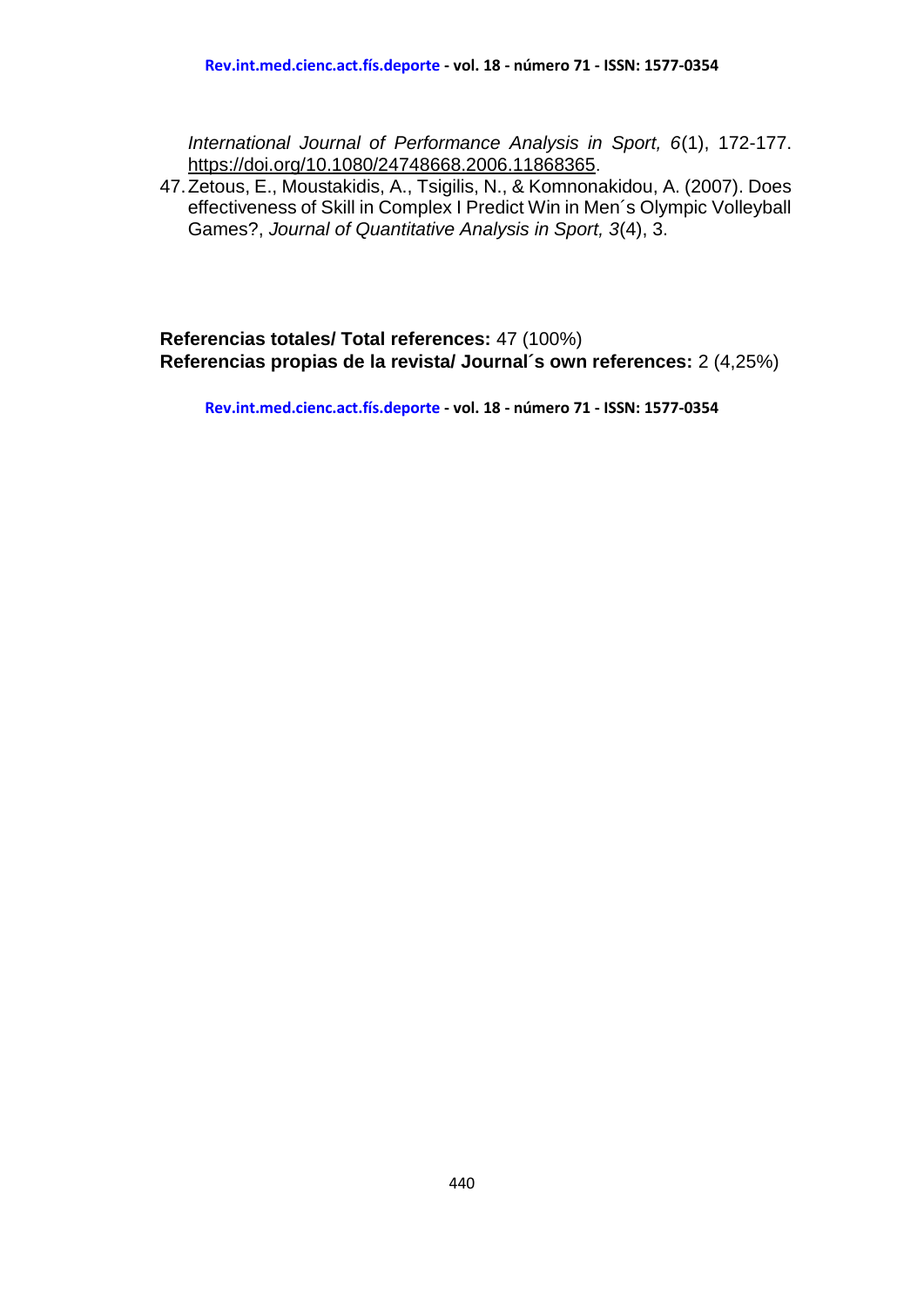*International Journal of Performance Analysis in Sport, 6*(1), 172-177. https://doi.org/10.1080/24748668.2006.11868365.

47. Zetous, E., Moustakidis, A., Tsigilis, N., & Komnonakidou, A. (2007). Does effectiveness of Skill in Complex I Predict Win in Men´s Olympic Volleyball Games?, *Journal of Quantitative Analysis in Sport, 3*(4), 3.

**Referencias totales/ Total references:** 47 (100%)
**Referencias propias de la revista/ Journal´s own references:** 2 (4,25%)